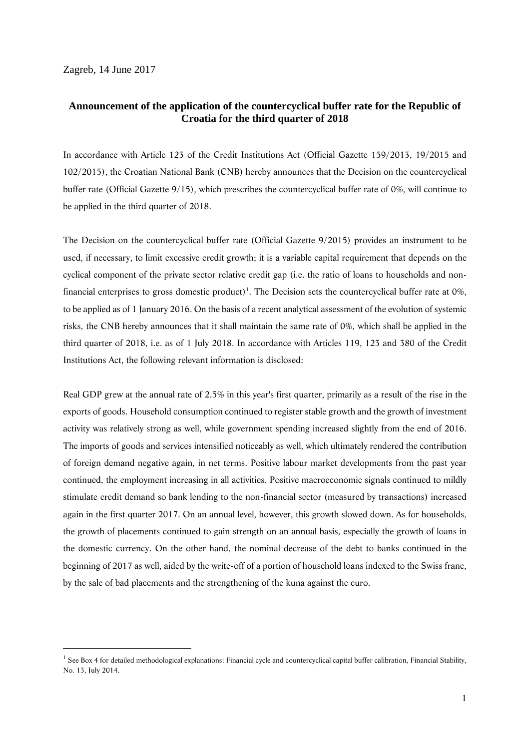Zagreb, 14 June 2017

# Announcement of the application of the countercyclical buffer rate for the Republic of Croatia for the third quarter of 2018

In accordance with Article 123 of the Credit Institutions Act (Official Gazette 159/2013, 19/2015 and 102/2015), the Croatian National Bank (CNB) hereby announces that the Decision on the countercyclical buffer rate (Official Gazette 9/15), which prescribes the countercyclical buffer rate of 0%, will continue to be applied in the third quarter of 2018.

The Decision on the countercyclical buffer rate (Official Gazette 9/2015) provides an instrument to be used, if necessary, to limit excessive credit growth; it is a variable capital requirement that depends on the cyclical component of the private sector relative credit gap (i.e. the ratio of loans to households and non-financial enterprises to gross domestic product)[1]. The Decision sets the countercyclical buffer rate at 0%, to be applied as of 1 January 2016. On the basis of a recent analytical assessment of the evolution of systemic risks, the CNB hereby announces that it shall maintain the same rate of 0%, which shall be applied in the third quarter of 2018, i.e. as of 1 July 2018. In accordance with Articles 119, 123 and 380 of the Credit Institutions Act, the following relevant information is disclosed:

Real GDP grew at the annual rate of 2.5% in this year's first quarter, primarily as a result of the rise in the exports of goods. Household consumption continued to register stable growth and the growth of investment activity was relatively strong as well, while government spending increased slightly from the end of 2016. The imports of goods and services intensified noticeably as well, which ultimately rendered the contribution of foreign demand negative again, in net terms. Positive labour market developments from the past year continued, the employment increasing in all activities. Positive macroeconomic signals continued to mildly stimulate credit demand so bank lending to the non-financial sector (measured by transactions) increased again in the first quarter 2017. On an annual level, however, this growth slowed down. As for households, the growth of placements continued to gain strength on an annual basis, especially the growth of loans in the domestic currency. On the other hand, the nominal decrease of the debt to banks continued in the beginning of 2017 as well, aided by the write-off of a portion of household loans indexed to the Swiss franc, by the sale of bad placements and the strengthening of the kuna against the euro.

[1] See Box 4 for detailed methodological explanations: Financial cycle and countercyclical capital buffer calibration, Financial Stability, No. 13, July 2014.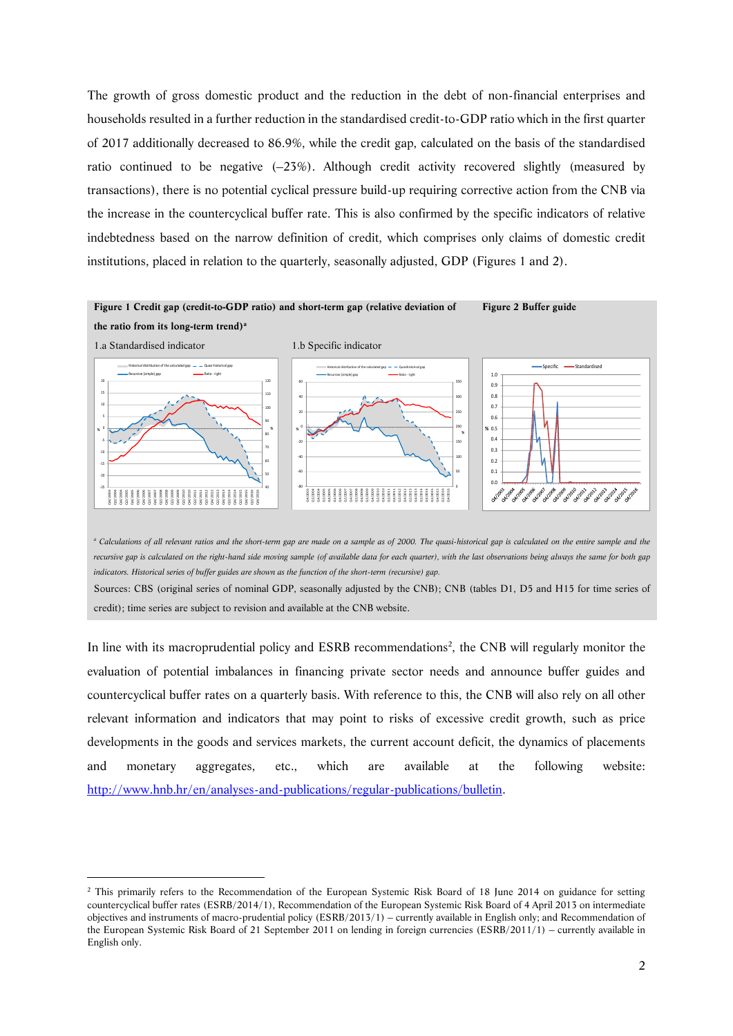The growth of gross domestic product and the reduction in the debt of non-financial enterprises and households resulted in a further reduction in the standardised credit-to-GDP ratio which in the first quarter of 2017 additionally decreased to 86.9%, while the credit gap, calculated on the basis of the standardised ratio continued to be negative (–23%). Although credit activity recovered slightly (measured by transactions), there is no potential cyclical pressure build-up requiring corrective action from the CNB via the increase in the countercyclical buffer rate. This is also confirmed by the specific indicators of relative indebtedness based on the narrow definition of credit, which comprises only claims of domestic credit institutions, placed in relation to the quarterly, seasonally adjusted, GDP (Figures 1 and 2).

**Figure 1 Credit gap (credit-to-GDP ratio) and short-term gap (relative deviation of the ratio from its long-term trend)[a]**

1.a Standardised indicator

Historical distribution of the calculated gap
Quasi-historical gap
Recursive (simple) gap
Ratio – right

1.b Specific indicator

Historical distribution of the calculated gap
Quasi-historical gap
Recursive (simple) gap
Ratio – right

**Figure 2 Buffer guide**

Specific
Standardised

[a] *Calculations of all relevant ratios and the short-term gap are made on a sample as of 2000. The quasi-historical gap is calculated on the entire sample and the recursive gap is calculated on the right-hand side moving sample (of available data for each quarter), with the last observations being always the same for both gap indicators. Historical series of buffer guides are shown as the function of the short-term (recursive) gap.*

Sources: CBS (original series of nominal GDP, seasonally adjusted by the CNB); CNB (tables D1, D5 and H15 for time series of credit); time series are subject to revision and available at the CNB website.

In line with its macroprudential policy and ESRB recommendations[2], the CNB will regularly monitor the evaluation of potential imbalances in financing private sector needs and announce buffer guides and countercyclical buffer rates on a quarterly basis. With reference to this, the CNB will also rely on all other relevant information and indicators that may point to risks of excessive credit growth, such as price developments in the goods and services markets, the current account deficit, the dynamics of placements and monetary aggregates, etc., which are available at the following website: http://www.hnb.hr/en/analyses-and-publications/regular-publications/bulletin.

[2] This primarily refers to the Recommendation of the European Systemic Risk Board of 18 June 2014 on guidance for setting countercyclical buffer rates (ESRB/2014/1), Recommendation of the European Systemic Risk Board of 4 April 2013 on intermediate objectives and instruments of macro-prudential policy (ESRB/2013/1) – currently available in English only; and Recommendation of the European Systemic Risk Board of 21 September 2011 on lending in foreign currencies (ESRB/2011/1) – currently available in English only.